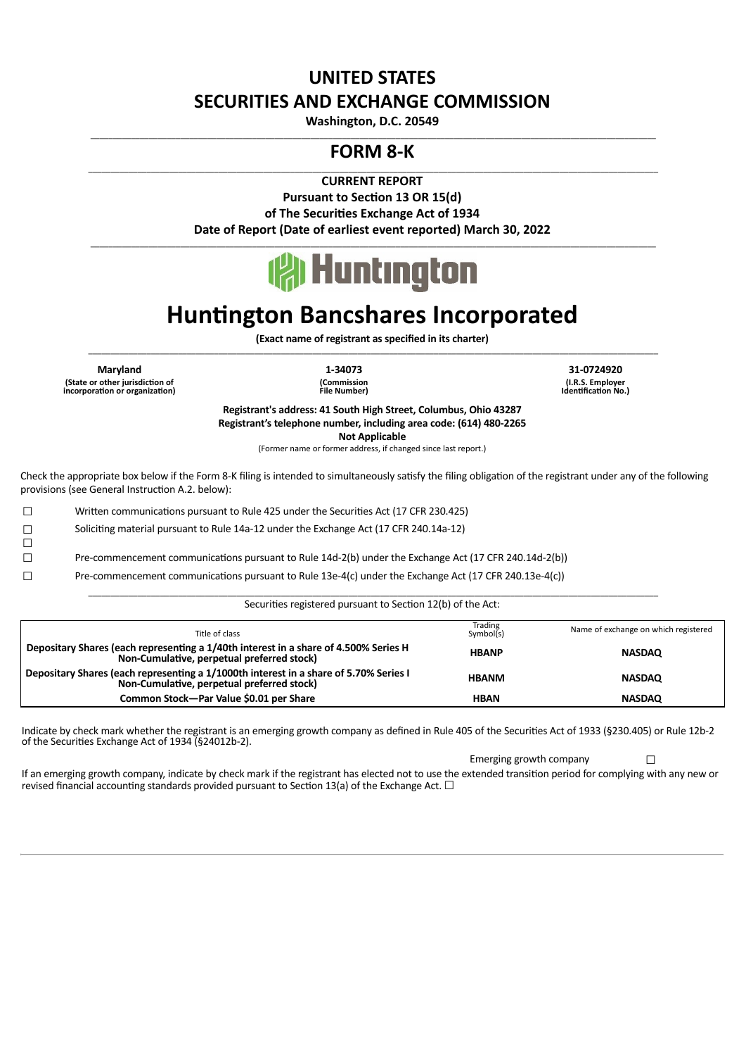# UNITED STATES
# SECURITIES AND EXCHANGE COMMISSION

**Washington, D.C. 20549**

## FORM 8-K

**CURRENT REPORT**
**Pursuant to Section 13 OR 15(d)**
**of The Securities Exchange Act of 1934**
**Date of Report (Date of earliest event reported) March 30, 2022**

# Huntington Bancshares Incorporated

**(Exact name of registrant as specified in its charter)**

| **Maryland** | **1-34073** | **31-0724920** |
|---|---|---|
| **(State or other jurisdiction of incorporation or organization)** | **(Commission File Number)** | **(I.R.S. Employer Identification No.)** |

**Registrant's address: 41 South High Street, Columbus, Ohio 43287**
**Registrant's telephone number, including area code: (614) 480-2265**
**Not Applicable**
(Former name or former address, if changed since last report.)

Check the appropriate box below if the Form 8-K filing is intended to simultaneously satisfy the filing obligation of the registrant under any of the following provisions (see General Instruction A.2. below):

☐ Written communications pursuant to Rule 425 under the Securities Act (17 CFR 230.425)

☐ Soliciting material pursuant to Rule 14a-12 under the Exchange Act (17 CFR 240.14a-12)

☐

☐ Pre-commencement communications pursuant to Rule 14d-2(b) under the Exchange Act (17 CFR 240.14d-2(b))

☐ Pre-commencement communications pursuant to Rule 13e-4(c) under the Exchange Act (17 CFR 240.13e-4(c))

Securities registered pursuant to Section 12(b) of the Act:

| Title of class | Trading Symbol(s) | Name of exchange on which registered |
|---|---|---|
| **Depositary Shares (each representing a 1/40th interest in a share of 4.500% Series H Non-Cumulative, perpetual preferred stock)** | **HBANP** | **NASDAQ** |
| **Depositary Shares (each representing a 1/1000th interest in a share of 5.70% Series I Non-Cumulative, perpetual preferred stock)** | **HBANM** | **NASDAQ** |
| **Common Stock—Par Value $0.01 per Share** | **HBAN** | **NASDAQ** |

Indicate by check mark whether the registrant is an emerging growth company as defined in Rule 405 of the Securities Act of 1933 (§230.405) or Rule 12b-2 of the Securities Exchange Act of 1934 (§24012b-2).

Emerging growth company ☐

If an emerging growth company, indicate by check mark if the registrant has elected not to use the extended transition period for complying with any new or revised financial accounting standards provided pursuant to Section 13(a) of the Exchange Act. ☐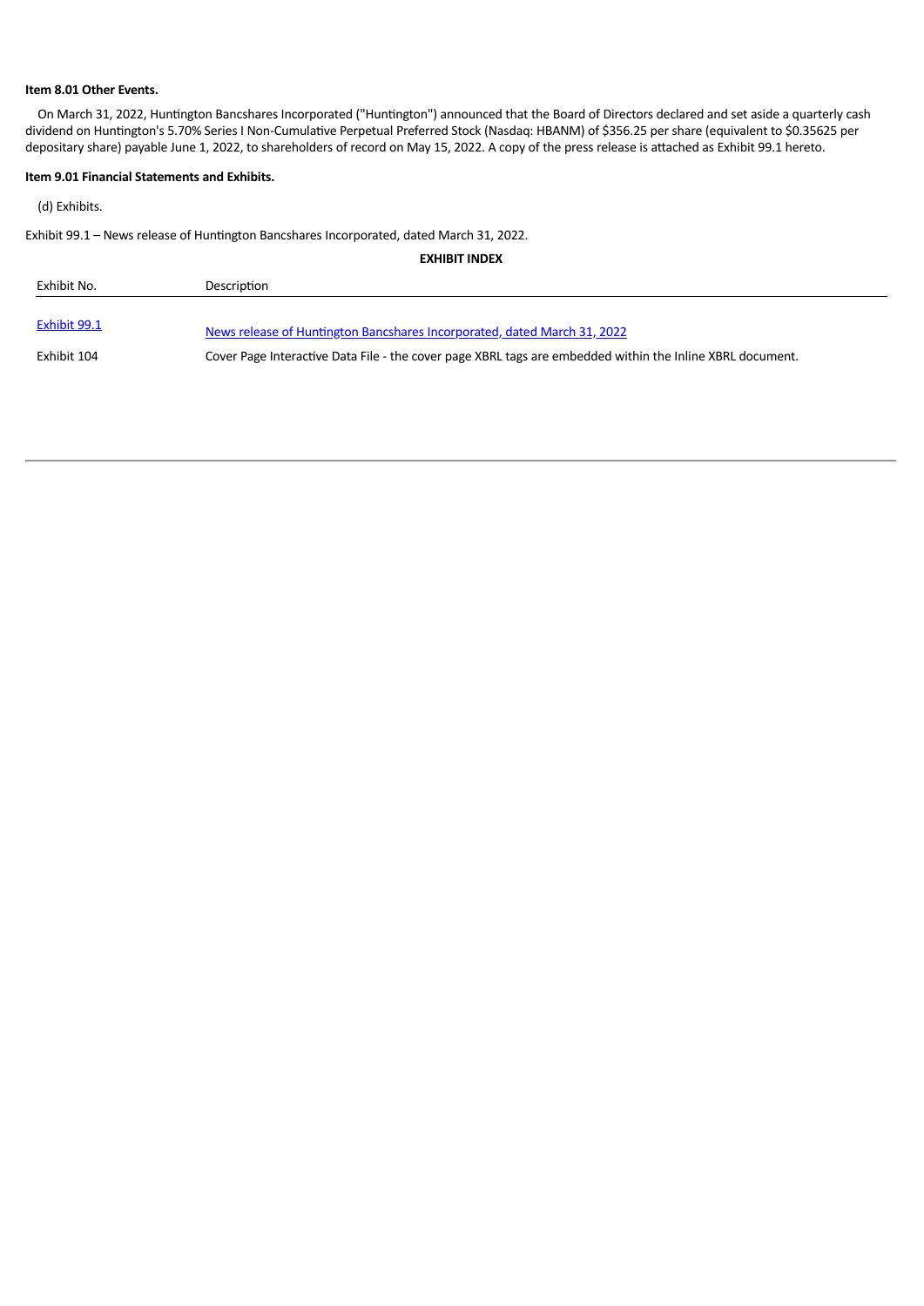**Item 8.01 Other Events.**

On March 31, 2022, Huntington Bancshares Incorporated ("Huntington") announced that the Board of Directors declared and set aside a quarterly cash dividend on Huntington's 5.70% Series I Non-Cumulative Perpetual Preferred Stock (Nasdaq: HBANM) of $356.25 per share (equivalent to $0.35625 per depositary share) payable June 1, 2022, to shareholders of record on May 15, 2022. A copy of the press release is attached as Exhibit 99.1 hereto.

**Item 9.01 Financial Statements and Exhibits.**

(d) Exhibits.

Exhibit 99.1 – News release of Huntington Bancshares Incorporated, dated March 31, 2022.

**EXHIBIT INDEX**

| Exhibit No. | Description |
| --- | --- |
| Exhibit 99.1 | News release of Huntington Bancshares Incorporated, dated March 31, 2022 |
| Exhibit 104 | Cover Page Interactive Data File - the cover page XBRL tags are embedded within the Inline XBRL document. |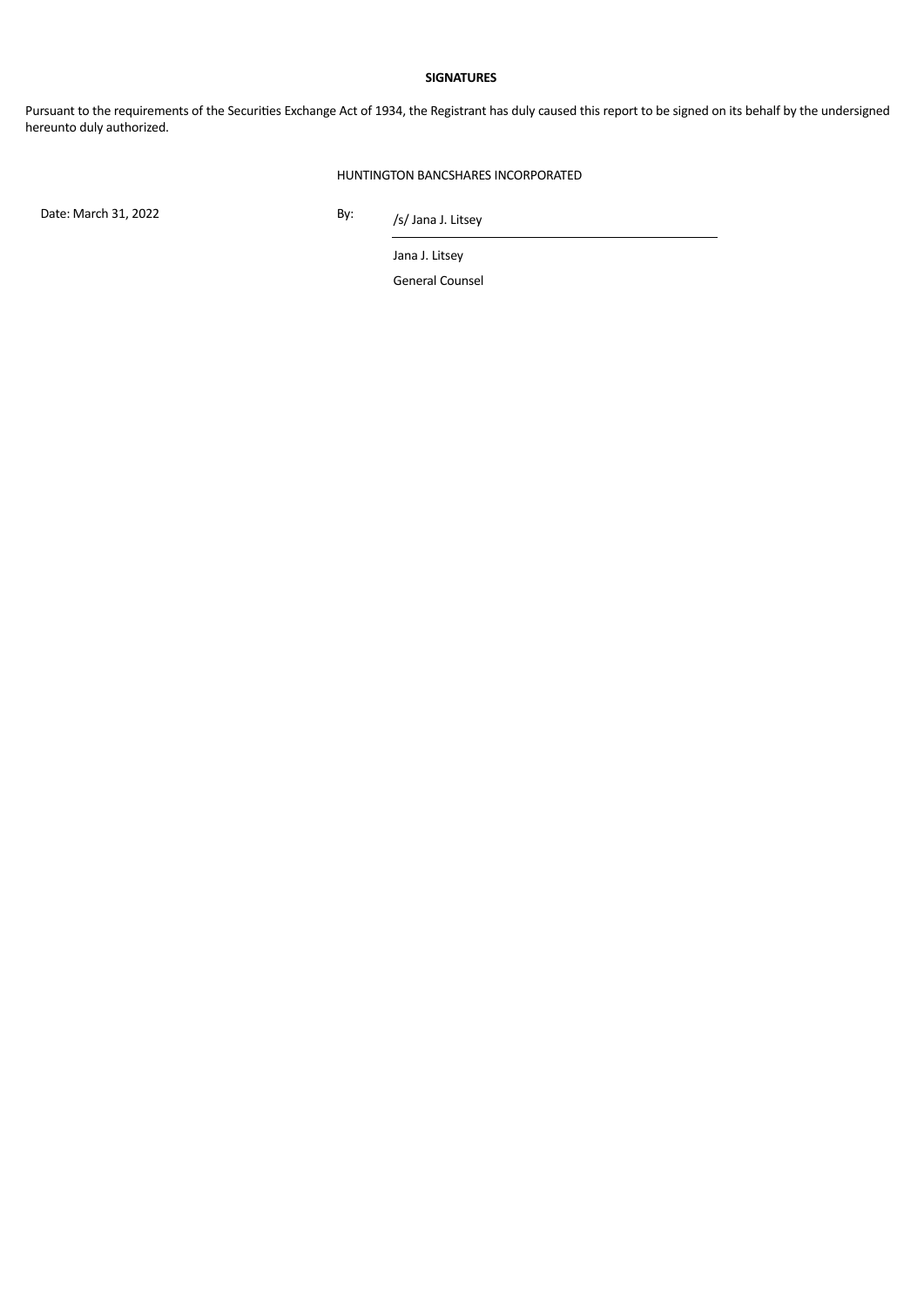**SIGNATURES**

Pursuant to the requirements of the Securities Exchange Act of 1934, the Registrant has duly caused this report to be signed on its behalf by the undersigned hereunto duly authorized.

HUNTINGTON BANCSHARES INCORPORATED

Date: March 31, 2022

By: /s/ Jana J. Litsey

Jana J. Litsey

General Counsel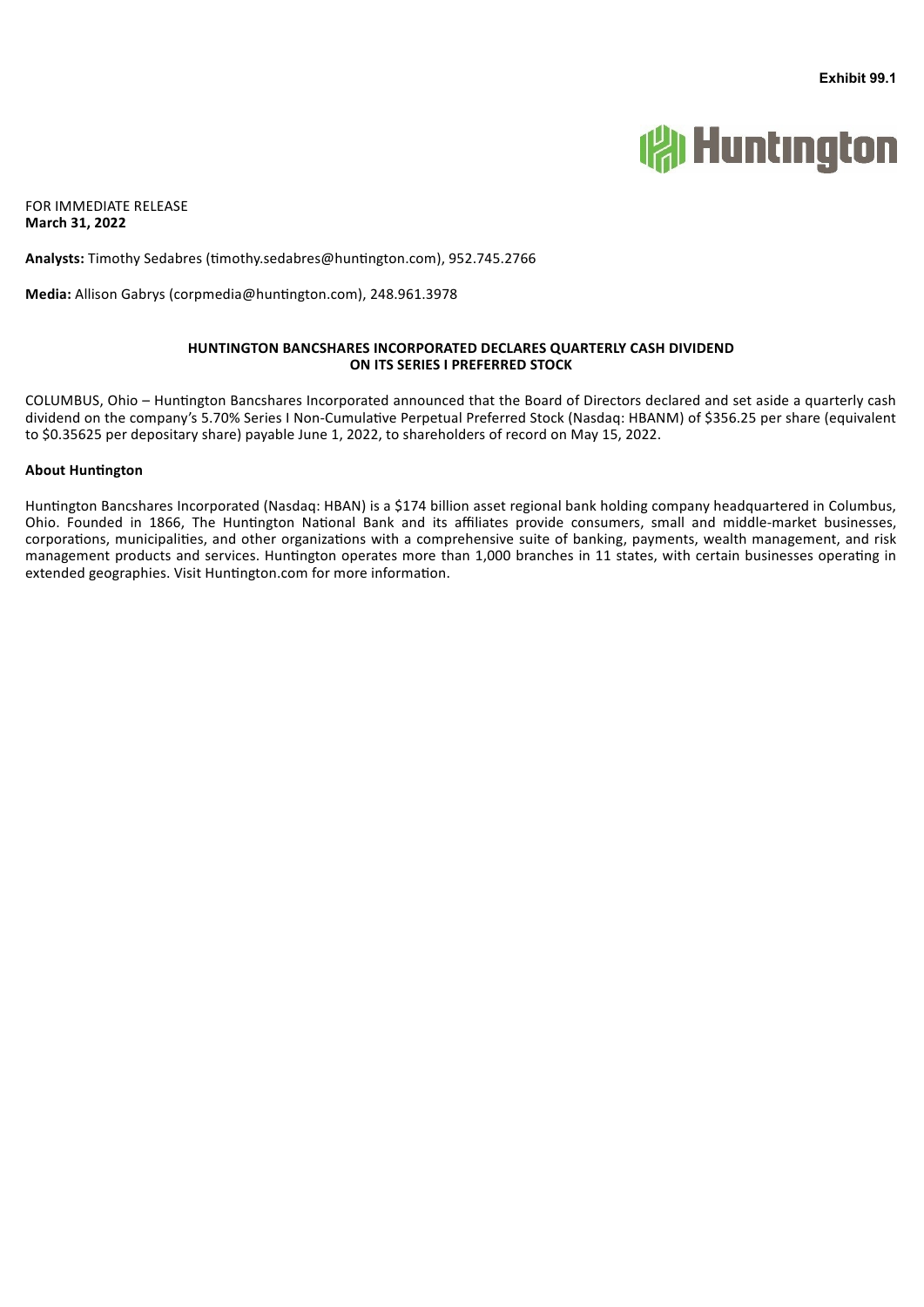Exhibit 99.1

Huntington

FOR IMMEDIATE RELEASE
**March 31, 2022**

**Analysts:** Timothy Sedabres (timothy.sedabres@huntington.com), 952.745.2766

**Media:** Allison Gabrys (corpmedia@huntington.com), 248.961.3978

# HUNTINGTON BANCSHARES INCORPORATED DECLARES QUARTERLY CASH DIVIDEND ON ITS SERIES I PREFERRED STOCK

COLUMBUS, Ohio – Huntington Bancshares Incorporated announced that the Board of Directors declared and set aside a quarterly cash dividend on the company's 5.70% Series I Non-Cumulative Perpetual Preferred Stock (Nasdaq: HBANM) of $356.25 per share (equivalent to $0.35625 per depositary share) payable June 1, 2022, to shareholders of record on May 15, 2022.

**About Huntington**

Huntington Bancshares Incorporated (Nasdaq: HBAN) is a $174 billion asset regional bank holding company headquartered in Columbus, Ohio. Founded in 1866, The Huntington National Bank and its affiliates provide consumers, small and middle-market businesses, corporations, municipalities, and other organizations with a comprehensive suite of banking, payments, wealth management, and risk management products and services. Huntington operates more than 1,000 branches in 11 states, with certain businesses operating in extended geographies. Visit Huntington.com for more information.